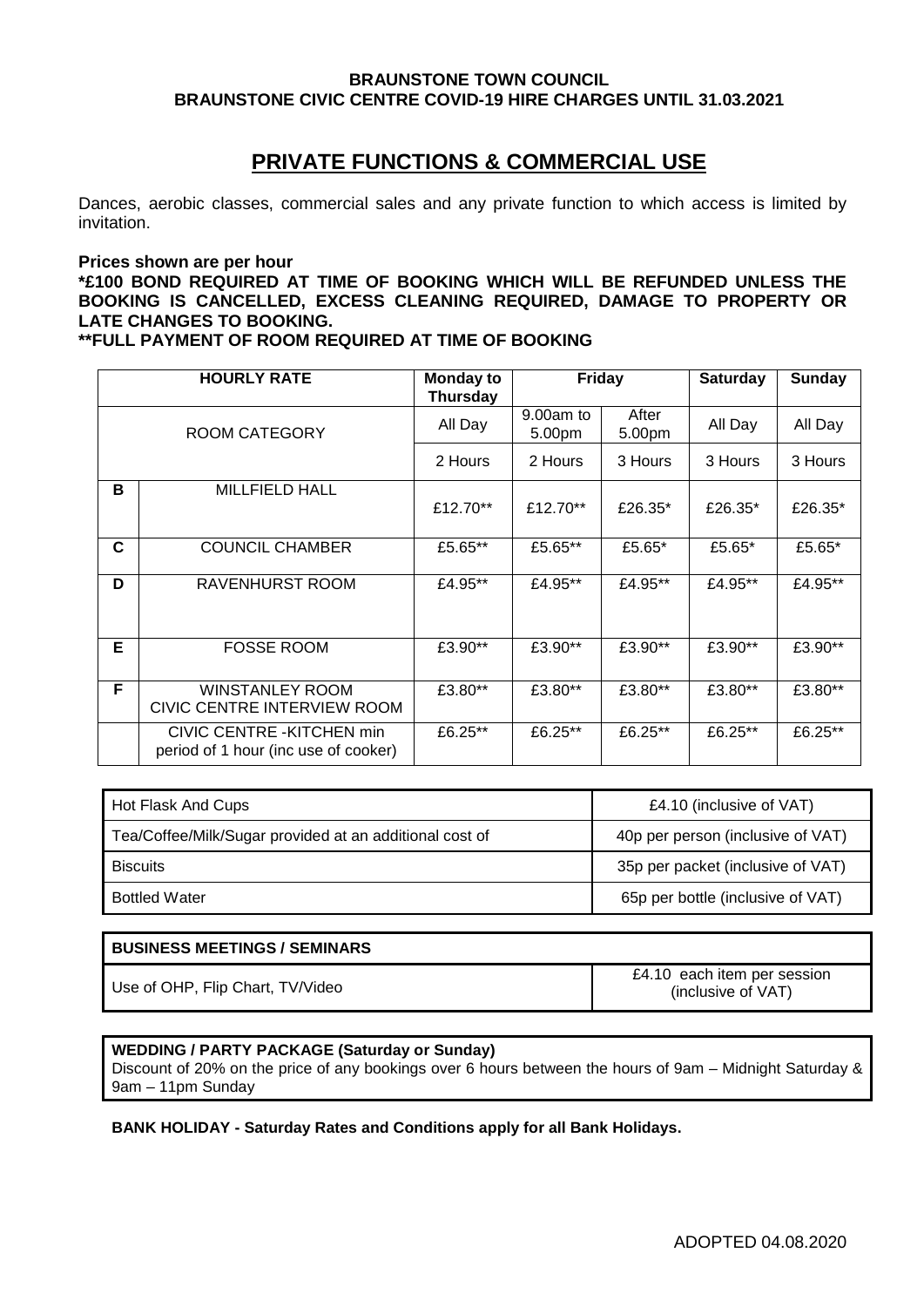**BRAUNSTONE TOWN COUNCIL**
**BRAUNSTONE CIVIC CENTRE COVID-19 HIRE CHARGES UNTIL 31.03.2021**

# PRIVATE FUNCTIONS & COMMERCIAL USE

Dances, aerobic classes, commercial sales and any private function to which access is limited by invitation.

**Prices shown are per hour**
**\*£100 BOND REQUIRED AT TIME OF BOOKING WHICH WILL BE REFUNDED UNLESS THE BOOKING IS CANCELLED, EXCESS CLEANING REQUIRED, DAMAGE TO PROPERTY OR LATE CHANGES TO BOOKING.**
**\*\*FULL PAYMENT OF ROOM REQUIRED AT TIME OF BOOKING**

| HOURLY RATE | | Monday to Thursday | Friday | | Saturday | Sunday |
|---|---|---|---|---|---|---|
| ROOM CATEGORY | | All Day | 9.00am to 5.00pm | After 5.00pm | All Day | All Day |
| | | 2 Hours | 2 Hours | 3 Hours | 3 Hours | 3 Hours |
| B | MILLFIELD HALL | £12.70** | £12.70** | £26.35* | £26.35* | £26.35* |
| C | COUNCIL CHAMBER | £5.65** | £5.65** | £5.65* | £5.65* | £5.65* |
| D | RAVENHURST ROOM | £4.95** | £4.95** | £4.95** | £4.95** | £4.95** |
| E | FOSSE ROOM | £3.90** | £3.90** | £3.90** | £3.90** | £3.90** |
| F | WINSTANLEY ROOM CIVIC CENTRE INTERVIEW ROOM | £3.80** | £3.80** | £3.80** | £3.80** | £3.80** |
| | CIVIC CENTRE -KITCHEN min period of 1 hour (inc use of cooker) | £6.25** | £6.25** | £6.25** | £6.25** | £6.25** |

| | |
|---|---|
| Hot Flask And Cups | £4.10 (inclusive of VAT) |
| Tea/Coffee/Milk/Sugar provided at an additional cost of | 40p per person (inclusive of VAT) |
| Biscuits | 35p per packet (inclusive of VAT) |
| Bottled Water | 65p per bottle (inclusive of VAT) |

| BUSINESS MEETINGS / SEMINARS | |
|---|---|
| Use of OHP, Flip Chart, TV/Video | £4.10 each item per session (inclusive of VAT) |

**WEDDING / PARTY PACKAGE (Saturday or Sunday)**
Discount of 20% on the price of any bookings over 6 hours between the hours of 9am – Midnight Saturday & 9am – 11pm Sunday

**BANK HOLIDAY - Saturday Rates and Conditions apply for all Bank Holidays.**

ADOPTED 04.08.2020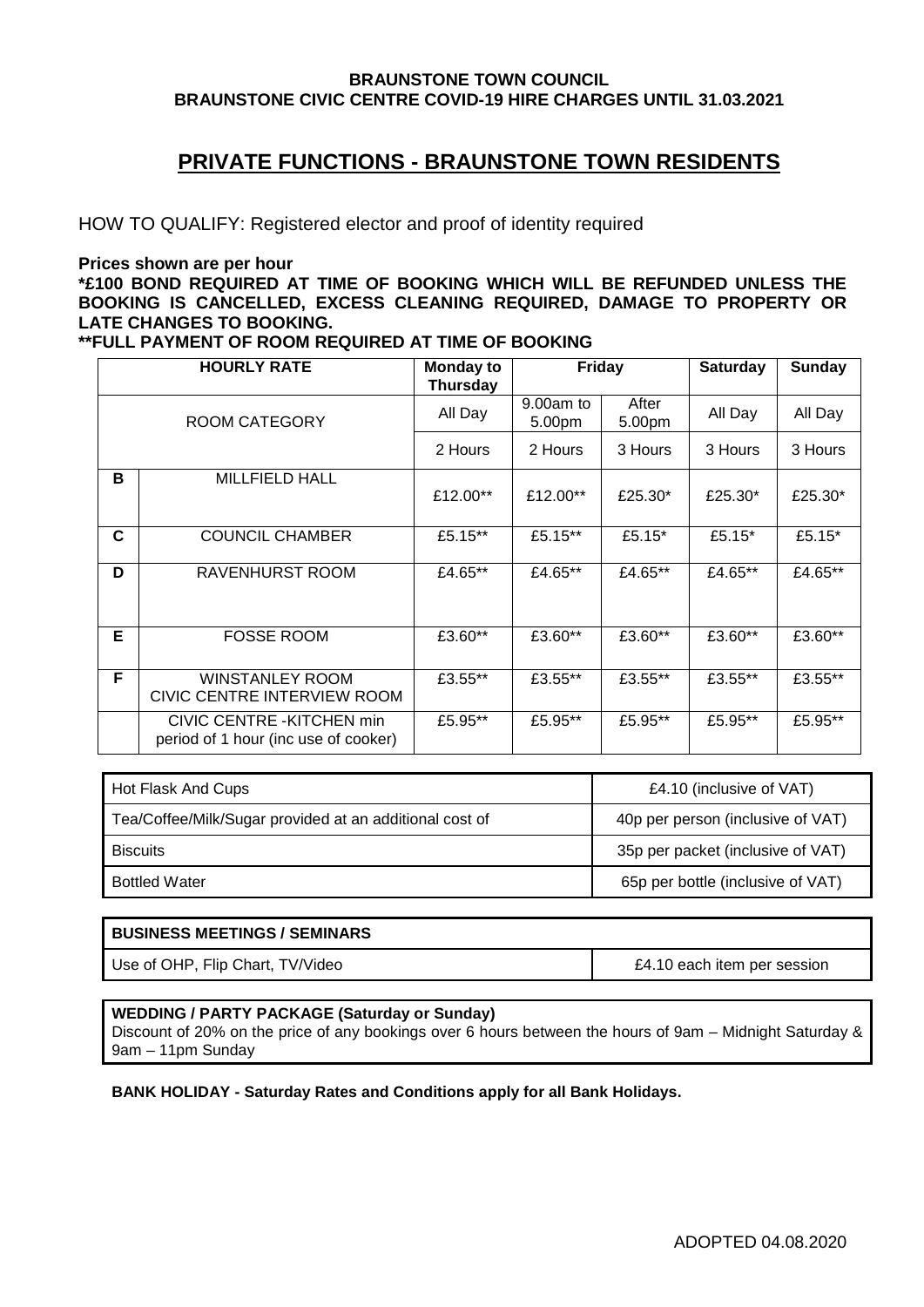**BRAUNSTONE TOWN COUNCIL**
**BRAUNSTONE CIVIC CENTRE COVID-19 HIRE CHARGES UNTIL 31.03.2021**

# PRIVATE FUNCTIONS - BRAUNSTONE TOWN RESIDENTS

HOW TO QUALIFY: Registered elector and proof of identity required

**Prices shown are per hour**

***£100 BOND REQUIRED AT TIME OF BOOKING WHICH WILL BE REFUNDED UNLESS THE BOOKING IS CANCELLED, EXCESS CLEANING REQUIRED, DAMAGE TO PROPERTY OR LATE CHANGES TO BOOKING.**

****FULL PAYMENT OF ROOM REQUIRED AT TIME OF BOOKING**

| HOURLY RATE | | Monday to Thursday | Friday | | Saturday | Sunday |
|---|---|---|---|---|---|---|
| ROOM CATEGORY | | All Day | 9.00am to 5.00pm | After 5.00pm | All Day | All Day |
| | | 2 Hours | 2 Hours | 3 Hours | 3 Hours | 3 Hours |
| B | MILLFIELD HALL | £12.00** | £12.00** | £25.30* | £25.30* | £25.30* |
| C | COUNCIL CHAMBER | £5.15** | £5.15** | £5.15* | £5.15* | £5.15* |
| D | RAVENHURST ROOM | £4.65** | £4.65** | £4.65** | £4.65** | £4.65** |
| E | FOSSE ROOM | £3.60** | £3.60** | £3.60** | £3.60** | £3.60** |
| F | WINSTANLEY ROOM CIVIC CENTRE INTERVIEW ROOM | £3.55** | £3.55** | £3.55** | £3.55** | £3.55** |
| | CIVIC CENTRE -KITCHEN min period of 1 hour (inc use of cooker) | £5.95** | £5.95** | £5.95** | £5.95** | £5.95** |

| Item | Price |
|---|---|
| Hot Flask And Cups | £4.10 (inclusive of VAT) |
| Tea/Coffee/Milk/Sugar provided at an additional cost of | 40p per person (inclusive of VAT) |
| Biscuits | 35p per packet (inclusive of VAT) |
| Bottled Water | 65p per bottle (inclusive of VAT) |

| BUSINESS MEETINGS / SEMINARS | |
|---|---|
| Use of OHP, Flip Chart, TV/Video | £4.10 each item per session |

**WEDDING / PARTY PACKAGE (Saturday or Sunday)**
Discount of 20% on the price of any bookings over 6 hours between the hours of 9am – Midnight Saturday & 9am – 11pm Sunday

**BANK HOLIDAY - Saturday Rates and Conditions apply for all Bank Holidays.**

ADOPTED 04.08.2020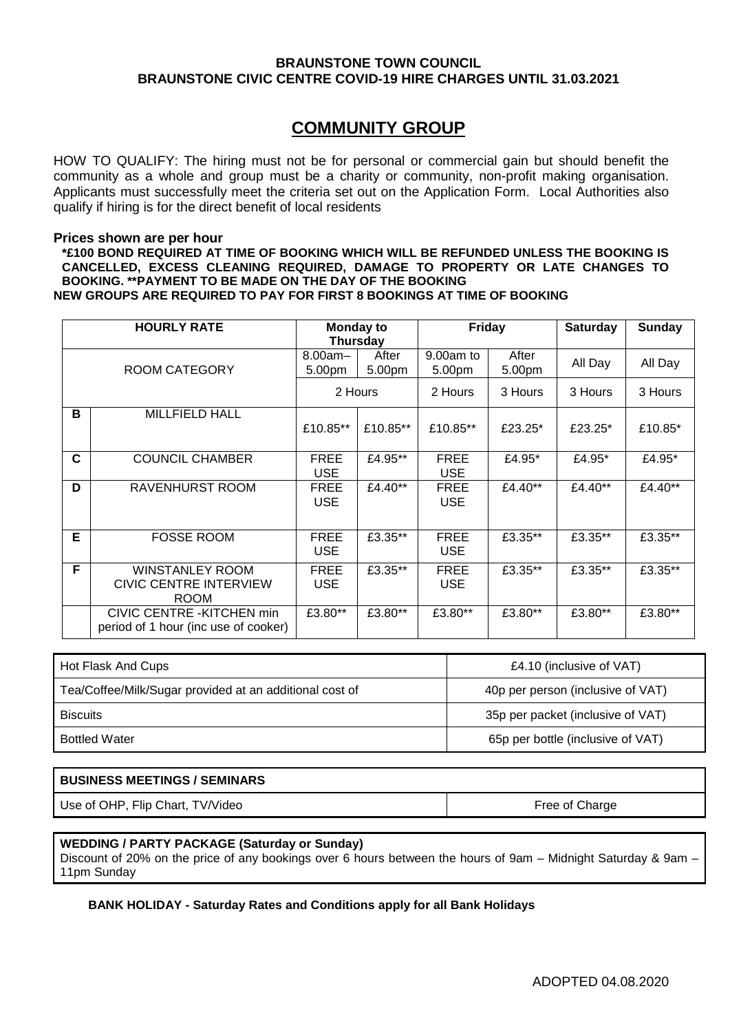**BRAUNSTONE TOWN COUNCIL**
**BRAUNSTONE CIVIC CENTRE COVID-19 HIRE CHARGES UNTIL 31.03.2021**

# COMMUNITY GROUP

HOW TO QUALIFY: The hiring must not be for personal or commercial gain but should benefit the community as a whole and group must be a charity or community, non-profit making organisation. Applicants must successfully meet the criteria set out on the Application Form. Local Authorities also qualify if hiring is for the direct benefit of local residents

**Prices shown are per hour**
**\*£100 BOND REQUIRED AT TIME OF BOOKING WHICH WILL BE REFUNDED UNLESS THE BOOKING IS CANCELLED, EXCESS CLEANING REQUIRED, DAMAGE TO PROPERTY OR LATE CHANGES TO BOOKING. \*\*PAYMENT TO BE MADE ON THE DAY OF THE BOOKING**
**NEW GROUPS ARE REQUIRED TO PAY FOR FIRST 8 BOOKINGS AT TIME OF BOOKING**

| HOURLY RATE | | Monday to Thursday | | Friday | | Saturday | Sunday |
|---|---|---|---|---|---|---|---|
| ROOM CATEGORY | | 8.00am–5.00pm | After 5.00pm | 9.00am to 5.00pm | After 5.00pm | All Day | All Day |
| | | 2 Hours | | 2 Hours | 3 Hours | 3 Hours | 3 Hours |
| B | MILLFIELD HALL | £10.85** | £10.85** | £10.85** | £23.25* | £23.25* | £10.85* |
| C | COUNCIL CHAMBER | FREE USE | £4.95** | FREE USE | £4.95* | £4.95* | £4.95* |
| D | RAVENHURST ROOM | FREE USE | £4.40** | FREE USE | £4.40** | £4.40** | £4.40** |
| E | FOSSE ROOM | FREE USE | £3.35** | FREE USE | £3.35** | £3.35** | £3.35** |
| F | WINSTANLEY ROOM CIVIC CENTRE INTERVIEW ROOM | FREE USE | £3.35** | FREE USE | £3.35** | £3.35** | £3.35** |
| | CIVIC CENTRE -KITCHEN min period of 1 hour (inc use of cooker) | £3.80** | £3.80** | £3.80** | £3.80** | £3.80** | £3.80** |

| | |
|---|---|
| Hot Flask And Cups | £4.10 (inclusive of VAT) |
| Tea/Coffee/Milk/Sugar provided at an additional cost of | 40p per person (inclusive of VAT) |
| Biscuits | 35p per packet (inclusive of VAT) |
| Bottled Water | 65p per bottle (inclusive of VAT) |

| BUSINESS MEETINGS / SEMINARS | |
|---|---|
| Use of OHP, Flip Chart, TV/Video | Free of Charge |

**WEDDING / PARTY PACKAGE (Saturday or Sunday)**
Discount of 20% on the price of any bookings over 6 hours between the hours of 9am – Midnight Saturday & 9am – 11pm Sunday

**BANK HOLIDAY - Saturday Rates and Conditions apply for all Bank Holidays**

ADOPTED 04.08.2020